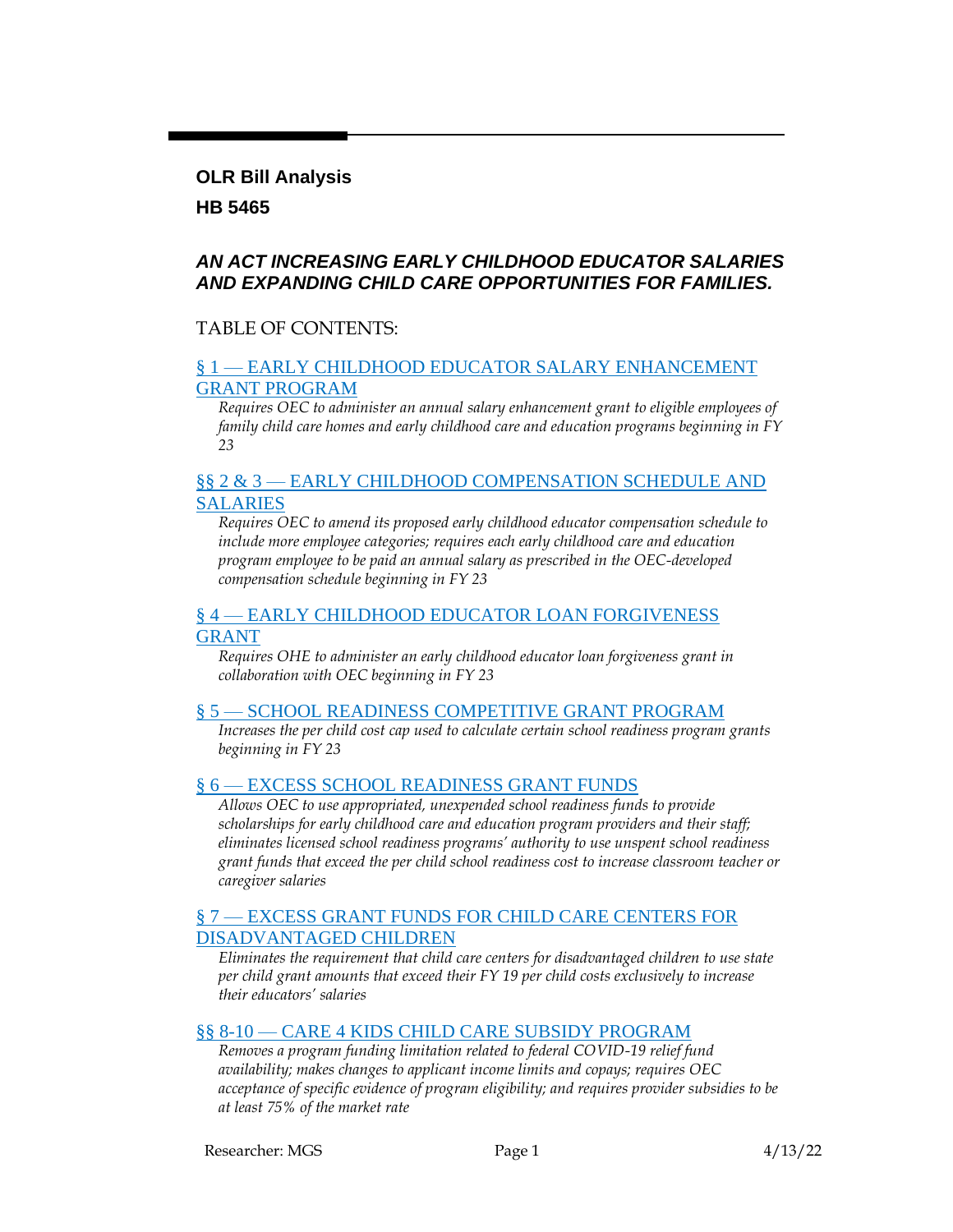**OLR Bill Analysis**

**HB 5465**

***AN ACT INCREASING EARLY CHILDHOOD EDUCATOR SALARIES AND EXPANDING CHILD CARE OPPORTUNITIES FOR FAMILIES.***

TABLE OF CONTENTS:

§ 1 — EARLY CHILDHOOD EDUCATOR SALARY ENHANCEMENT GRANT PROGRAM

*Requires OEC to administer an annual salary enhancement grant to eligible employees of family child care homes and early childhood care and education programs beginning in FY 23*

§§ 2 & 3 — EARLY CHILDHOOD COMPENSATION SCHEDULE AND SALARIES

*Requires OEC to amend its proposed early childhood educator compensation schedule to include more employee categories; requires each early childhood care and education program employee to be paid an annual salary as prescribed in the OEC-developed compensation schedule beginning in FY 23*

§ 4 — EARLY CHILDHOOD EDUCATOR LOAN FORGIVENESS GRANT

*Requires OHE to administer an early childhood educator loan forgiveness grant in collaboration with OEC beginning in FY 23*

§ 5 — SCHOOL READINESS COMPETITIVE GRANT PROGRAM

*Increases the per child cost cap used to calculate certain school readiness program grants beginning in FY 23*

§ 6 — EXCESS SCHOOL READINESS GRANT FUNDS

*Allows OEC to use appropriated, unexpended school readiness funds to provide scholarships for early childhood care and education program providers and their staff; eliminates licensed school readiness programs' authority to use unspent school readiness grant funds that exceed the per child school readiness cost to increase classroom teacher or caregiver salaries*

§ 7 — EXCESS GRANT FUNDS FOR CHILD CARE CENTERS FOR DISADVANTAGED CHILDREN

*Eliminates the requirement that child care centers for disadvantaged children to use state per child grant amounts that exceed their FY 19 per child costs exclusively to increase their educators' salaries*

§§ 8-10 — CARE 4 KIDS CHILD CARE SUBSIDY PROGRAM

*Removes a program funding limitation related to federal COVID-19 relief fund availability; makes changes to applicant income limits and copays; requires OEC acceptance of specific evidence of program eligibility; and requires provider subsidies to be at least 75% of the market rate*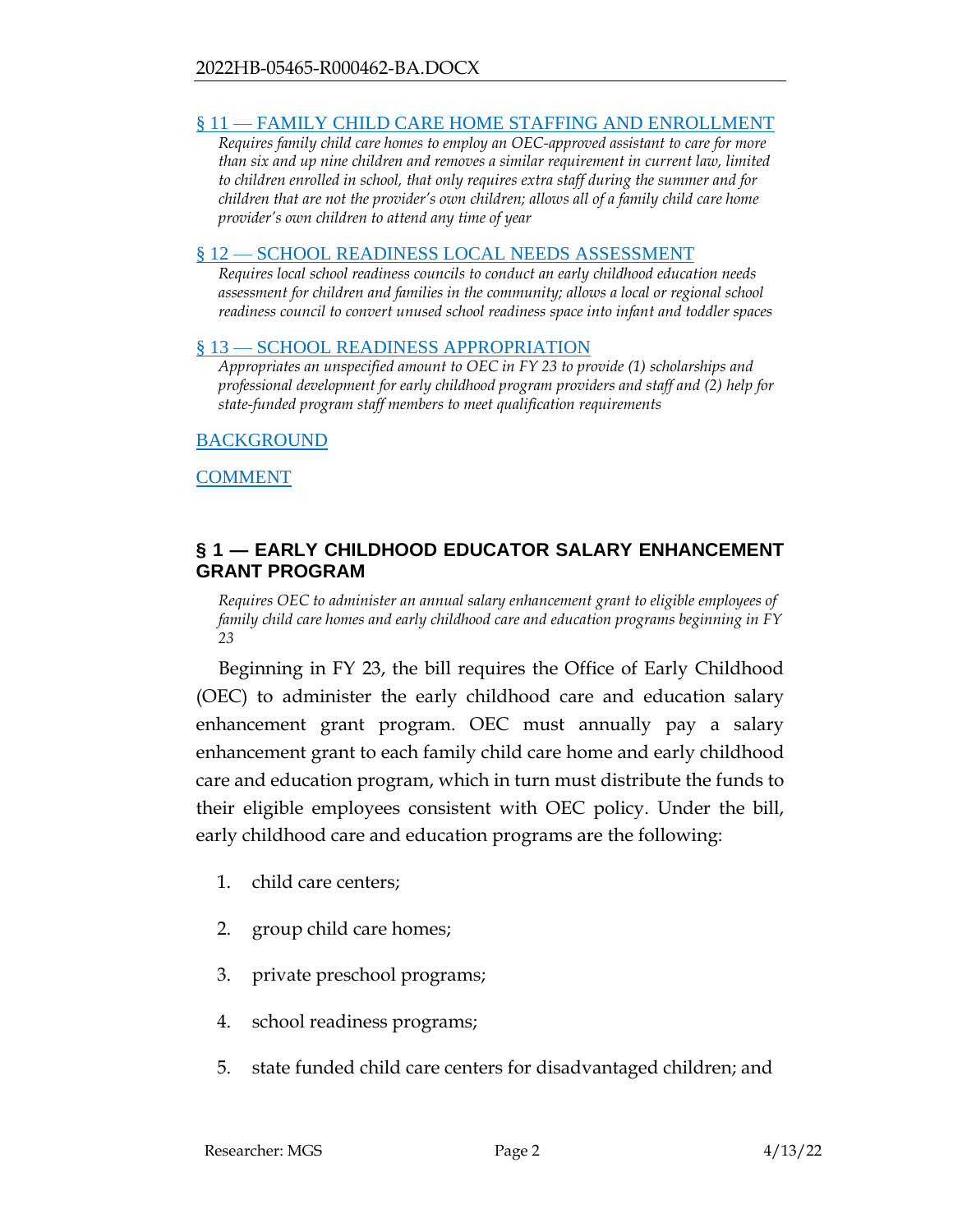[§ 11 — FAMILY CHILD CARE HOME STAFFING AND ENROLLMENT]

*Requires family child care homes to employ an OEC-approved assistant to care for more than six and up nine children and removes a similar requirement in current law, limited to children enrolled in school, that only requires extra staff during the summer and for children that are not the provider's own children; allows all of a family child care home provider's own children to attend any time of year*

[§ 12 — SCHOOL READINESS LOCAL NEEDS ASSESSMENT]

*Requires local school readiness councils to conduct an early childhood education needs assessment for children and families in the community; allows a local or regional school readiness council to convert unused school readiness space into infant and toddler spaces*

[§ 13 — SCHOOL READINESS APPROPRIATION]

*Appropriates an unspecified amount to OEC in FY 23 to provide (1) scholarships and professional development for early childhood program providers and staff and (2) help for state-funded program staff members to meet qualification requirements*

[BACKGROUND]

[COMMENT]

## § 1 — EARLY CHILDHOOD EDUCATOR SALARY ENHANCEMENT GRANT PROGRAM

*Requires OEC to administer an annual salary enhancement grant to eligible employees of family child care homes and early childhood care and education programs beginning in FY 23*

Beginning in FY 23, the bill requires the Office of Early Childhood (OEC) to administer the early childhood care and education salary enhancement grant program. OEC must annually pay a salary enhancement grant to each family child care home and early childhood care and education program, which in turn must distribute the funds to their eligible employees consistent with OEC policy. Under the bill, early childhood care and education programs are the following:

1. child care centers;
2. group child care homes;
3. private preschool programs;
4. school readiness programs;
5. state funded child care centers for disadvantaged children; and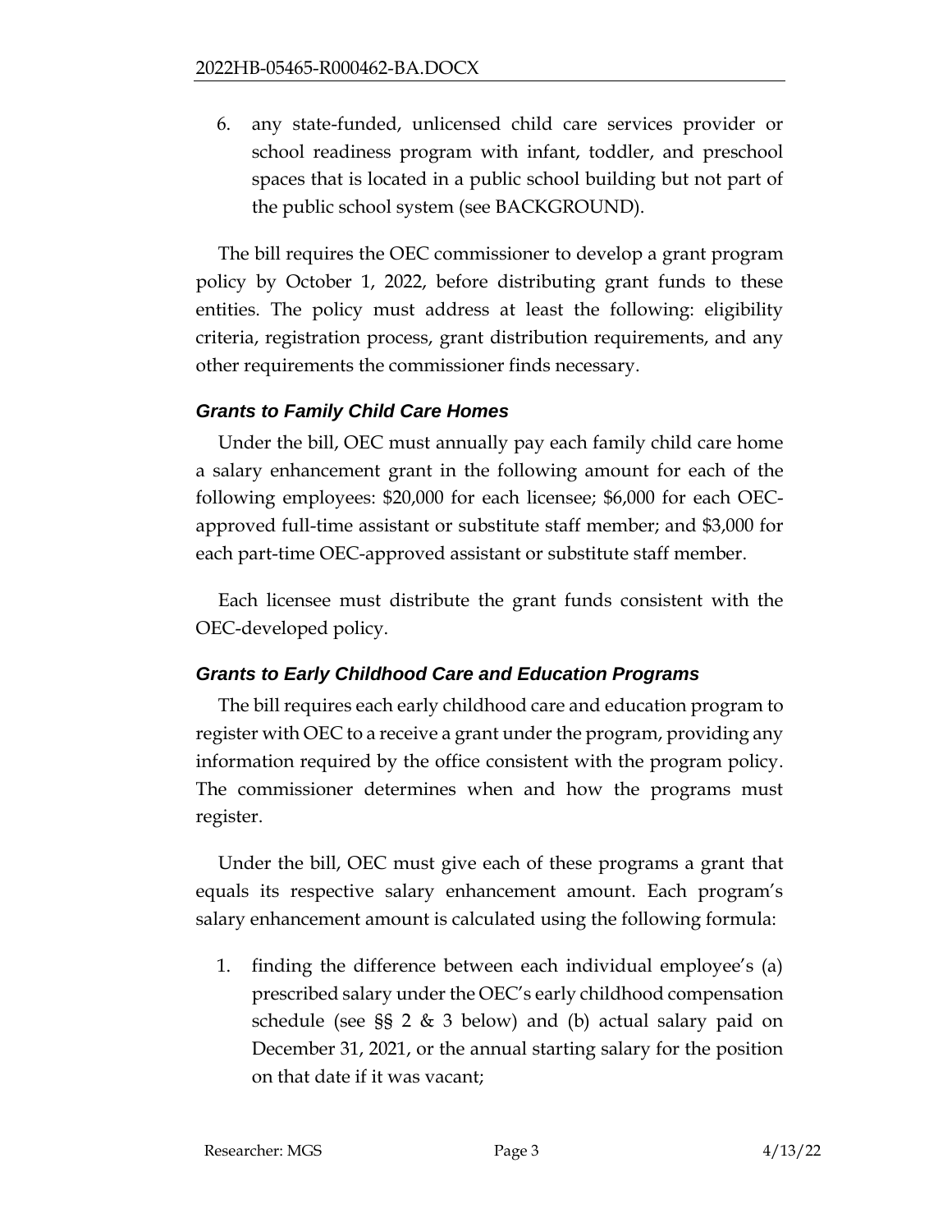6. any state-funded, unlicensed child care services provider or school readiness program with infant, toddler, and preschool spaces that is located in a public school building but not part of the public school system (see BACKGROUND).

The bill requires the OEC commissioner to develop a grant program policy by October 1, 2022, before distributing grant funds to these entities. The policy must address at least the following: eligibility criteria, registration process, grant distribution requirements, and any other requirements the commissioner finds necessary.

### *Grants to Family Child Care Homes*

Under the bill, OEC must annually pay each family child care home a salary enhancement grant in the following amount for each of the following employees: $20,000 for each licensee; $6,000 for each OEC-approved full-time assistant or substitute staff member; and $3,000 for each part-time OEC-approved assistant or substitute staff member.

Each licensee must distribute the grant funds consistent with the OEC-developed policy.

### *Grants to Early Childhood Care and Education Programs*

The bill requires each early childhood care and education program to register with OEC to a receive a grant under the program, providing any information required by the office consistent with the program policy. The commissioner determines when and how the programs must register.

Under the bill, OEC must give each of these programs a grant that equals its respective salary enhancement amount. Each program's salary enhancement amount is calculated using the following formula:

1. finding the difference between each individual employee's (a) prescribed salary under the OEC's early childhood compensation schedule (see §§ 2 & 3 below) and (b) actual salary paid on December 31, 2021, or the annual starting salary for the position on that date if it was vacant;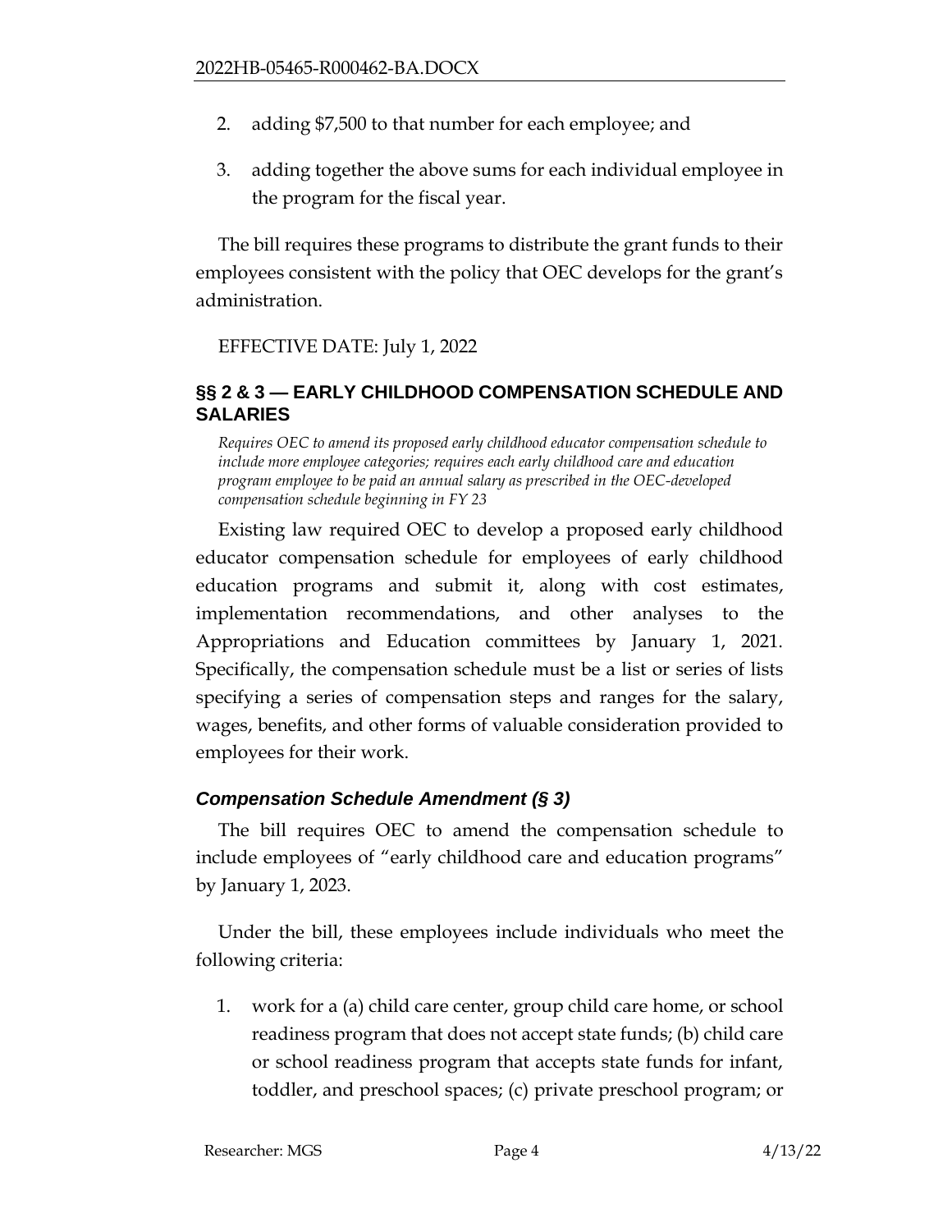2. adding $7,500 to that number for each employee; and

3. adding together the above sums for each individual employee in the program for the fiscal year.

The bill requires these programs to distribute the grant funds to their employees consistent with the policy that OEC develops for the grant's administration.

EFFECTIVE DATE: July 1, 2022

## §§ 2 & 3 — EARLY CHILDHOOD COMPENSATION SCHEDULE AND SALARIES

*Requires OEC to amend its proposed early childhood educator compensation schedule to include more employee categories; requires each early childhood care and education program employee to be paid an annual salary as prescribed in the OEC-developed compensation schedule beginning in FY 23*

Existing law required OEC to develop a proposed early childhood educator compensation schedule for employees of early childhood education programs and submit it, along with cost estimates, implementation recommendations, and other analyses to the Appropriations and Education committees by January 1, 2021. Specifically, the compensation schedule must be a list or series of lists specifying a series of compensation steps and ranges for the salary, wages, benefits, and other forms of valuable consideration provided to employees for their work.

### *Compensation Schedule Amendment (§ 3)*

The bill requires OEC to amend the compensation schedule to include employees of "early childhood care and education programs" by January 1, 2023.

Under the bill, these employees include individuals who meet the following criteria:

1. work for a (a) child care center, group child care home, or school readiness program that does not accept state funds; (b) child care or school readiness program that accepts state funds for infant, toddler, and preschool spaces; (c) private preschool program; or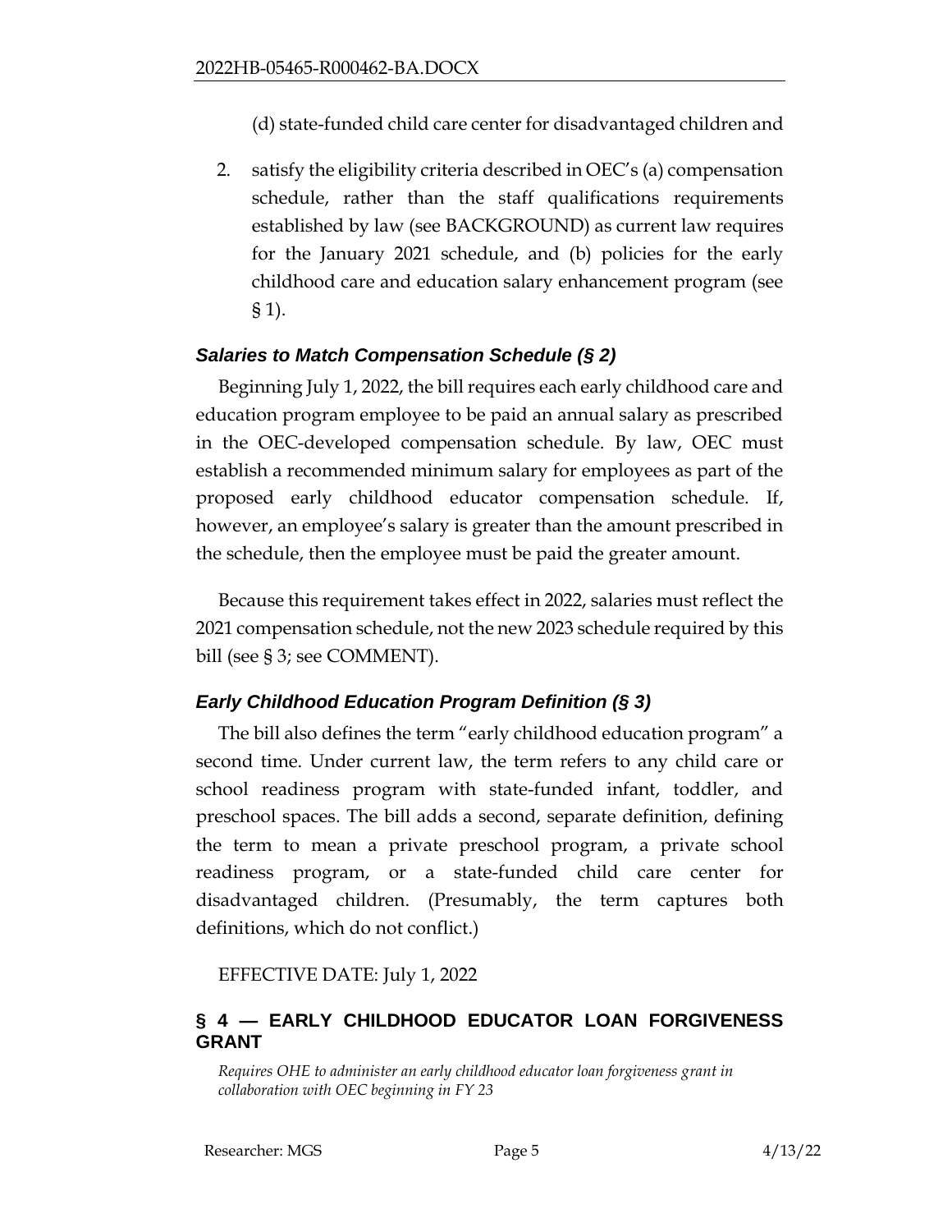(d) state-funded child care center for disadvantaged children and

2. satisfy the eligibility criteria described in OEC's (a) compensation schedule, rather than the staff qualifications requirements established by law (see BACKGROUND) as current law requires for the January 2021 schedule, and (b) policies for the early childhood care and education salary enhancement program (see § 1).

### *Salaries to Match Compensation Schedule (§ 2)*

Beginning July 1, 2022, the bill requires each early childhood care and education program employee to be paid an annual salary as prescribed in the OEC-developed compensation schedule. By law, OEC must establish a recommended minimum salary for employees as part of the proposed early childhood educator compensation schedule. If, however, an employee's salary is greater than the amount prescribed in the schedule, then the employee must be paid the greater amount.

Because this requirement takes effect in 2022, salaries must reflect the 2021 compensation schedule, not the new 2023 schedule required by this bill (see § 3; see COMMENT).

### *Early Childhood Education Program Definition (§ 3)*

The bill also defines the term "early childhood education program" a second time. Under current law, the term refers to any child care or school readiness program with state-funded infant, toddler, and preschool spaces. The bill adds a second, separate definition, defining the term to mean a private preschool program, a private school readiness program, or a state-funded child care center for disadvantaged children. (Presumably, the term captures both definitions, which do not conflict.)

EFFECTIVE DATE: July 1, 2022

## § 4 — EARLY CHILDHOOD EDUCATOR LOAN FORGIVENESS GRANT

*Requires OHE to administer an early childhood educator loan forgiveness grant in collaboration with OEC beginning in FY 23*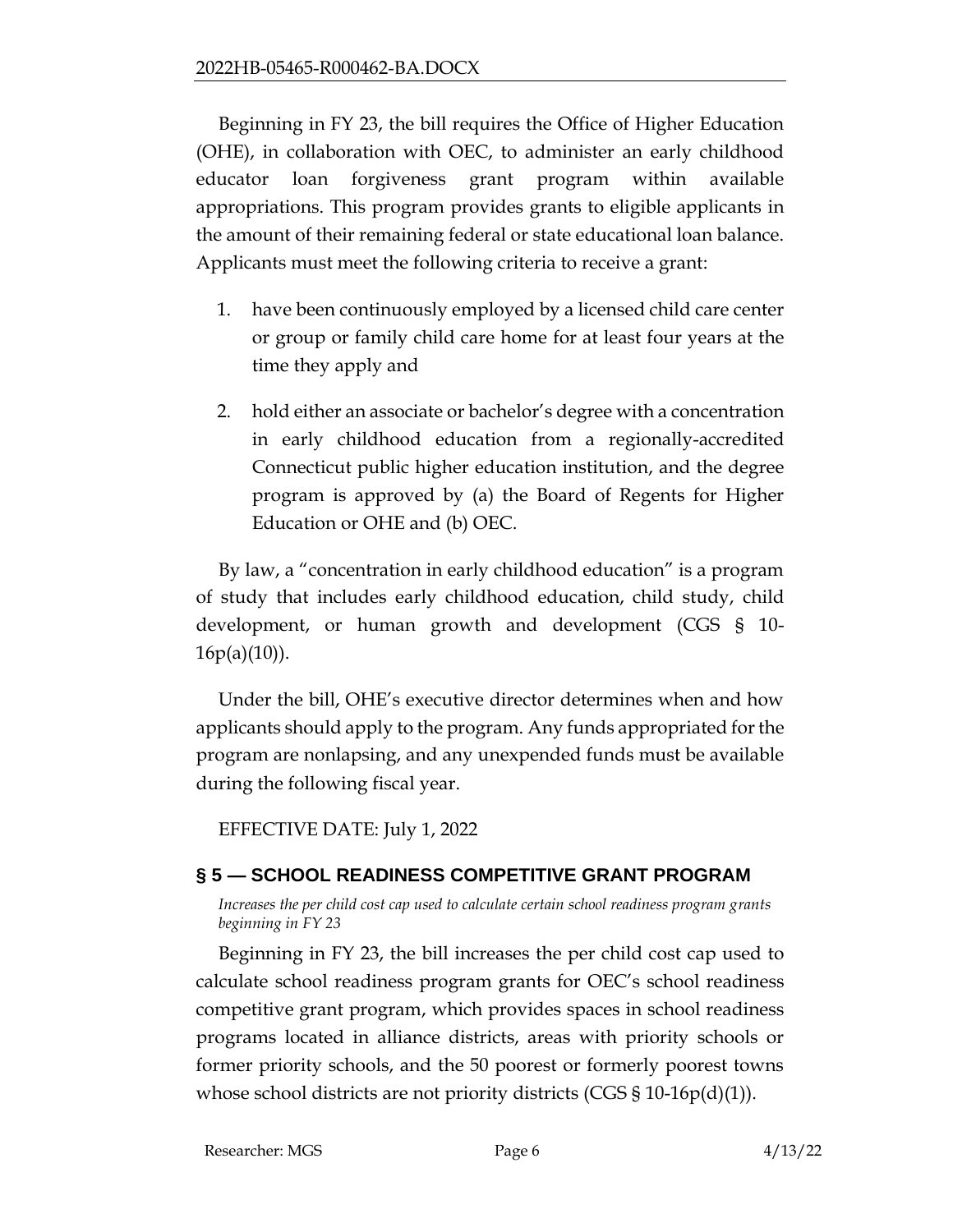Beginning in FY 23, the bill requires the Office of Higher Education (OHE), in collaboration with OEC, to administer an early childhood educator loan forgiveness grant program within available appropriations. This program provides grants to eligible applicants in the amount of their remaining federal or state educational loan balance. Applicants must meet the following criteria to receive a grant:

1. have been continuously employed by a licensed child care center or group or family child care home for at least four years at the time they apply and
2. hold either an associate or bachelor's degree with a concentration in early childhood education from a regionally-accredited Connecticut public higher education institution, and the degree program is approved by (a) the Board of Regents for Higher Education or OHE and (b) OEC.

By law, a "concentration in early childhood education" is a program of study that includes early childhood education, child study, child development, or human growth and development (CGS § 10-16p(a)(10)).

Under the bill, OHE's executive director determines when and how applicants should apply to the program. Any funds appropriated for the program are nonlapsing, and any unexpended funds must be available during the following fiscal year.

EFFECTIVE DATE: July 1, 2022

## § 5 — SCHOOL READINESS COMPETITIVE GRANT PROGRAM

*Increases the per child cost cap used to calculate certain school readiness program grants beginning in FY 23*

Beginning in FY 23, the bill increases the per child cost cap used to calculate school readiness program grants for OEC's school readiness competitive grant program, which provides spaces in school readiness programs located in alliance districts, areas with priority schools or former priority schools, and the 50 poorest or formerly poorest towns whose school districts are not priority districts (CGS § 10-16p(d)(1)).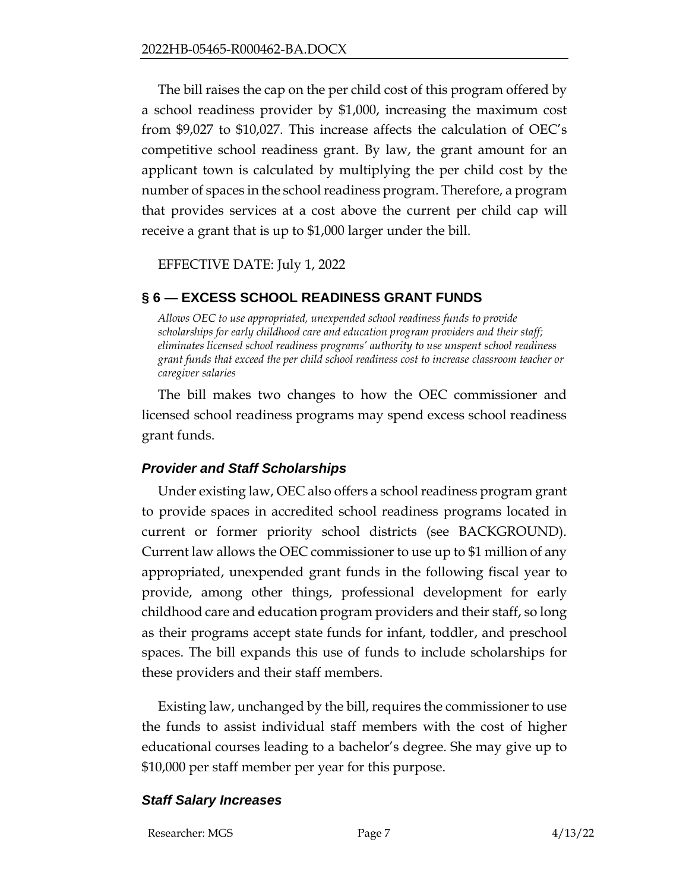The bill raises the cap on the per child cost of this program offered by a school readiness provider by $1,000, increasing the maximum cost from $9,027 to $10,027. This increase affects the calculation of OEC's competitive school readiness grant. By law, the grant amount for an applicant town is calculated by multiplying the per child cost by the number of spaces in the school readiness program. Therefore, a program that provides services at a cost above the current per child cap will receive a grant that is up to $1,000 larger under the bill.

EFFECTIVE DATE: July 1, 2022

## § 6 — EXCESS SCHOOL READINESS GRANT FUNDS

*Allows OEC to use appropriated, unexpended school readiness funds to provide scholarships for early childhood care and education program providers and their staff; eliminates licensed school readiness programs' authority to use unspent school readiness grant funds that exceed the per child school readiness cost to increase classroom teacher or caregiver salaries*

The bill makes two changes to how the OEC commissioner and licensed school readiness programs may spend excess school readiness grant funds.

### *Provider and Staff Scholarships*

Under existing law, OEC also offers a school readiness program grant to provide spaces in accredited school readiness programs located in current or former priority school districts (see BACKGROUND). Current law allows the OEC commissioner to use up to $1 million of any appropriated, unexpended grant funds in the following fiscal year to provide, among other things, professional development for early childhood care and education program providers and their staff, so long as their programs accept state funds for infant, toddler, and preschool spaces. The bill expands this use of funds to include scholarships for these providers and their staff members.

Existing law, unchanged by the bill, requires the commissioner to use the funds to assist individual staff members with the cost of higher educational courses leading to a bachelor's degree. She may give up to $10,000 per staff member per year for this purpose.

### *Staff Salary Increases*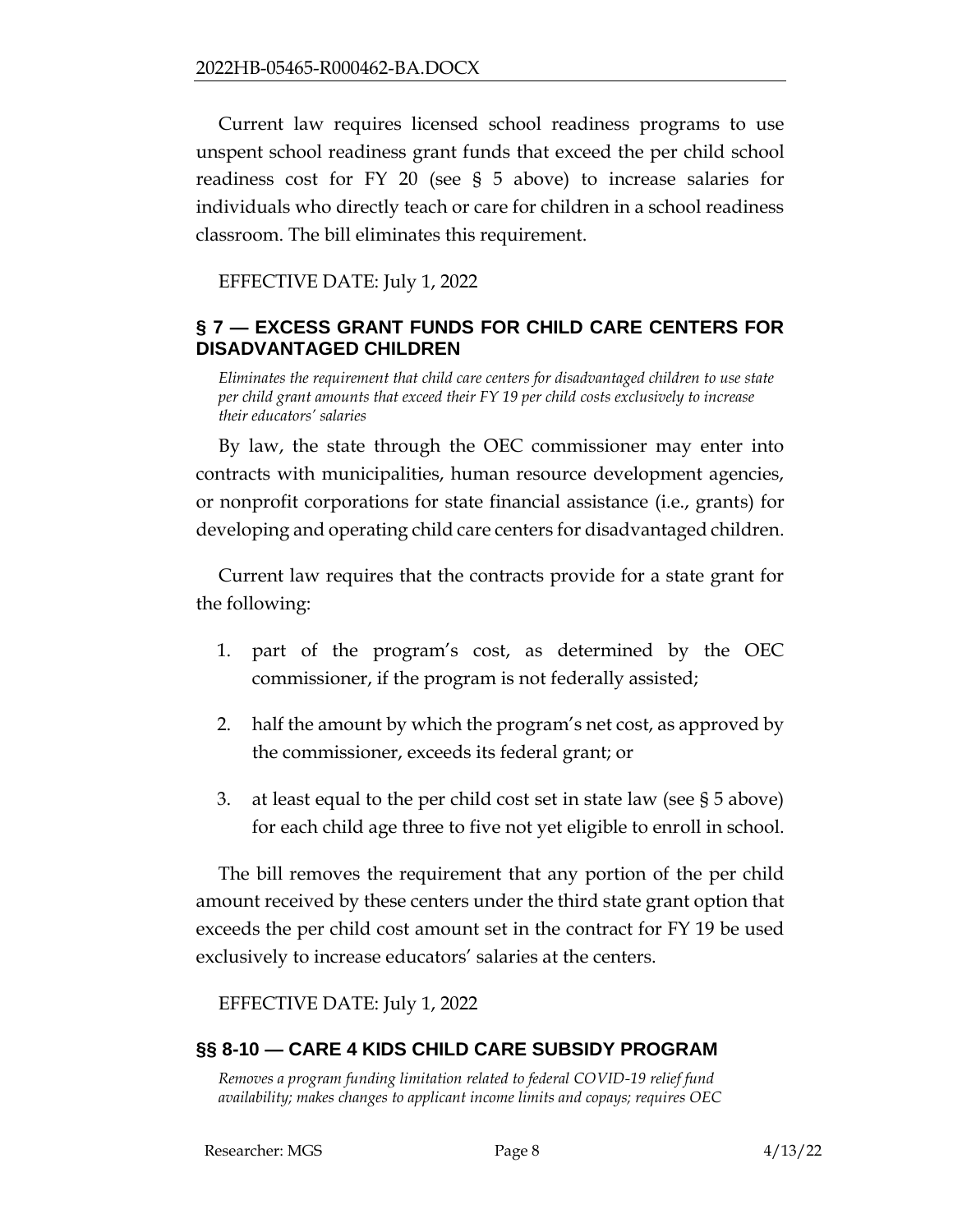Current law requires licensed school readiness programs to use unspent school readiness grant funds that exceed the per child school readiness cost for FY 20 (see § 5 above) to increase salaries for individuals who directly teach or care for children in a school readiness classroom. The bill eliminates this requirement.

EFFECTIVE DATE: July 1, 2022

## § 7 — EXCESS GRANT FUNDS FOR CHILD CARE CENTERS FOR DISADVANTAGED CHILDREN

*Eliminates the requirement that child care centers for disadvantaged children to use state per child grant amounts that exceed their FY 19 per child costs exclusively to increase their educators' salaries*

By law, the state through the OEC commissioner may enter into contracts with municipalities, human resource development agencies, or nonprofit corporations for state financial assistance (i.e., grants) for developing and operating child care centers for disadvantaged children.

Current law requires that the contracts provide for a state grant for the following:

1. part of the program's cost, as determined by the OEC commissioner, if the program is not federally assisted;
2. half the amount by which the program's net cost, as approved by the commissioner, exceeds its federal grant; or
3. at least equal to the per child cost set in state law (see § 5 above) for each child age three to five not yet eligible to enroll in school.

The bill removes the requirement that any portion of the per child amount received by these centers under the third state grant option that exceeds the per child cost amount set in the contract for FY 19 be used exclusively to increase educators' salaries at the centers.

EFFECTIVE DATE: July 1, 2022

## §§ 8-10 — CARE 4 KIDS CHILD CARE SUBSIDY PROGRAM

*Removes a program funding limitation related to federal COVID-19 relief fund availability; makes changes to applicant income limits and copays; requires OEC*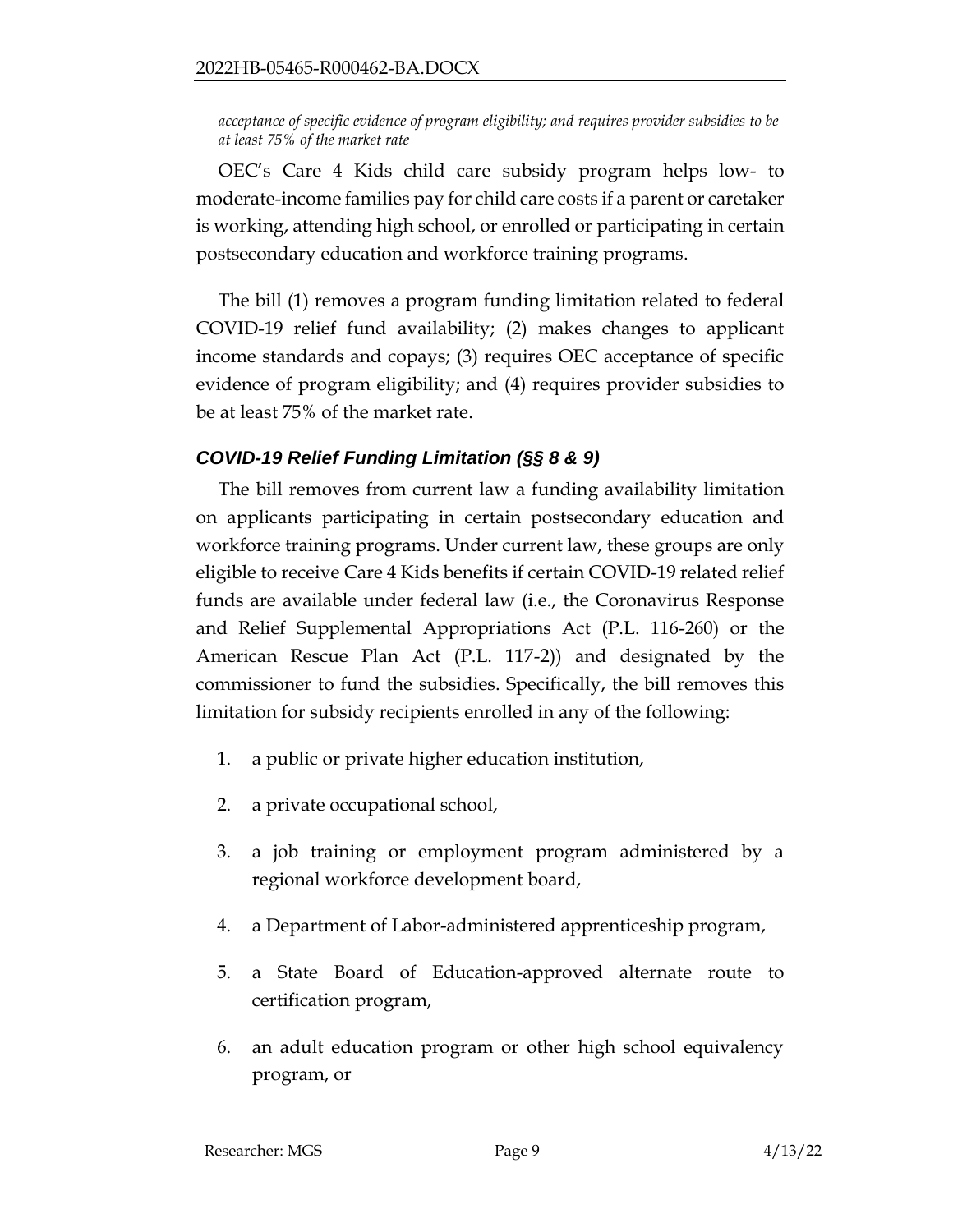*acceptance of specific evidence of program eligibility; and requires provider subsidies to be at least 75% of the market rate*

OEC's Care 4 Kids child care subsidy program helps low- to moderate-income families pay for child care costs if a parent or caretaker is working, attending high school, or enrolled or participating in certain postsecondary education and workforce training programs.

The bill (1) removes a program funding limitation related to federal COVID-19 relief fund availability; (2) makes changes to applicant income standards and copays; (3) requires OEC acceptance of specific evidence of program eligibility; and (4) requires provider subsidies to be at least 75% of the market rate.

### *COVID-19 Relief Funding Limitation (§§ 8 & 9)*

The bill removes from current law a funding availability limitation on applicants participating in certain postsecondary education and workforce training programs. Under current law, these groups are only eligible to receive Care 4 Kids benefits if certain COVID-19 related relief funds are available under federal law (i.e., the Coronavirus Response and Relief Supplemental Appropriations Act (P.L. 116-260) or the American Rescue Plan Act (P.L. 117-2)) and designated by the commissioner to fund the subsidies. Specifically, the bill removes this limitation for subsidy recipients enrolled in any of the following:

1. a public or private higher education institution,
2. a private occupational school,
3. a job training or employment program administered by a regional workforce development board,
4. a Department of Labor-administered apprenticeship program,
5. a State Board of Education-approved alternate route to certification program,
6. an adult education program or other high school equivalency program, or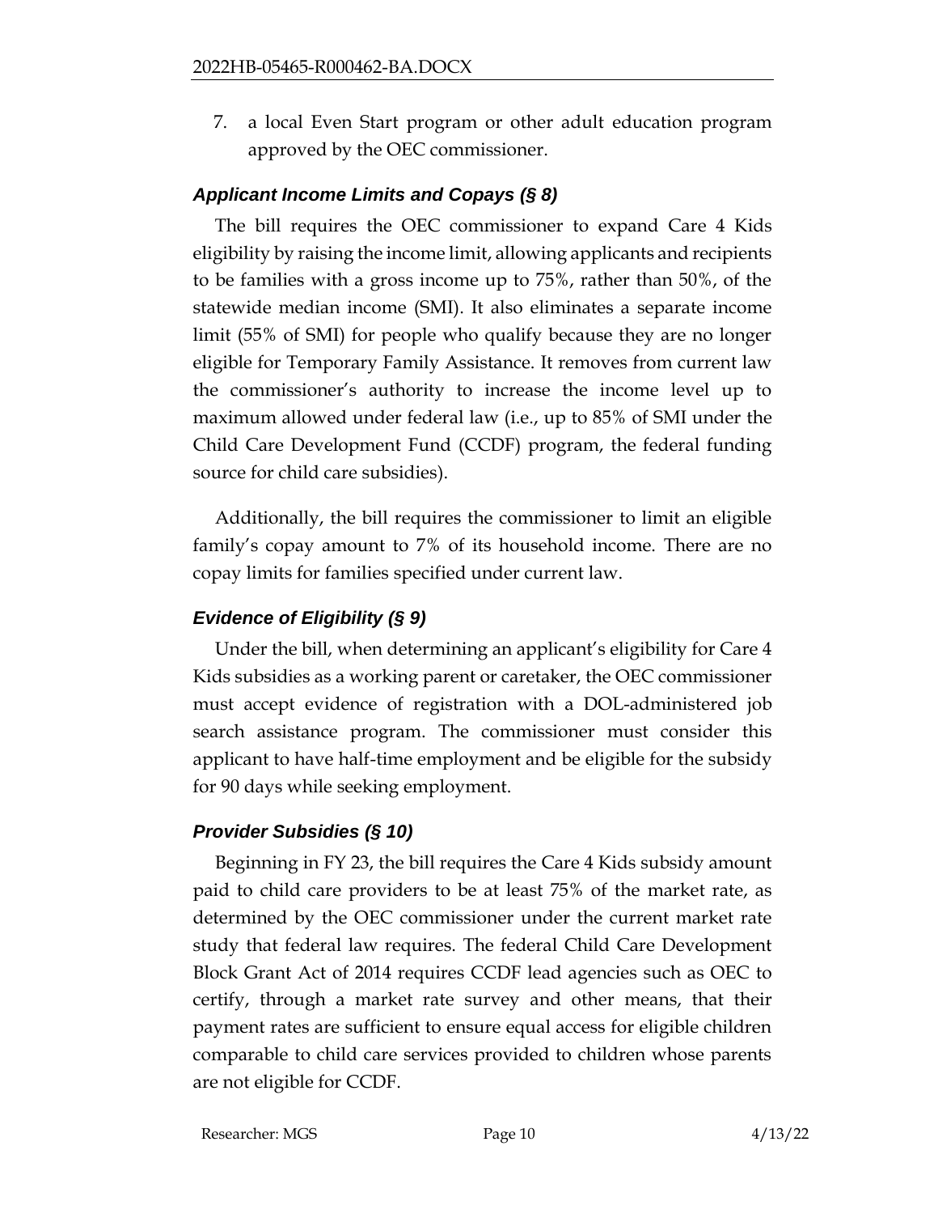7. a local Even Start program or other adult education program approved by the OEC commissioner.

### *Applicant Income Limits and Copays (§ 8)*

The bill requires the OEC commissioner to expand Care 4 Kids eligibility by raising the income limit, allowing applicants and recipients to be families with a gross income up to 75%, rather than 50%, of the statewide median income (SMI). It also eliminates a separate income limit (55% of SMI) for people who qualify because they are no longer eligible for Temporary Family Assistance. It removes from current law the commissioner's authority to increase the income level up to maximum allowed under federal law (i.e., up to 85% of SMI under the Child Care Development Fund (CCDF) program, the federal funding source for child care subsidies).

Additionally, the bill requires the commissioner to limit an eligible family's copay amount to 7% of its household income. There are no copay limits for families specified under current law.

### *Evidence of Eligibility (§ 9)*

Under the bill, when determining an applicant's eligibility for Care 4 Kids subsidies as a working parent or caretaker, the OEC commissioner must accept evidence of registration with a DOL-administered job search assistance program. The commissioner must consider this applicant to have half-time employment and be eligible for the subsidy for 90 days while seeking employment.

### *Provider Subsidies (§ 10)*

Beginning in FY 23, the bill requires the Care 4 Kids subsidy amount paid to child care providers to be at least 75% of the market rate, as determined by the OEC commissioner under the current market rate study that federal law requires. The federal Child Care Development Block Grant Act of 2014 requires CCDF lead agencies such as OEC to certify, through a market rate survey and other means, that their payment rates are sufficient to ensure equal access for eligible children comparable to child care services provided to children whose parents are not eligible for CCDF.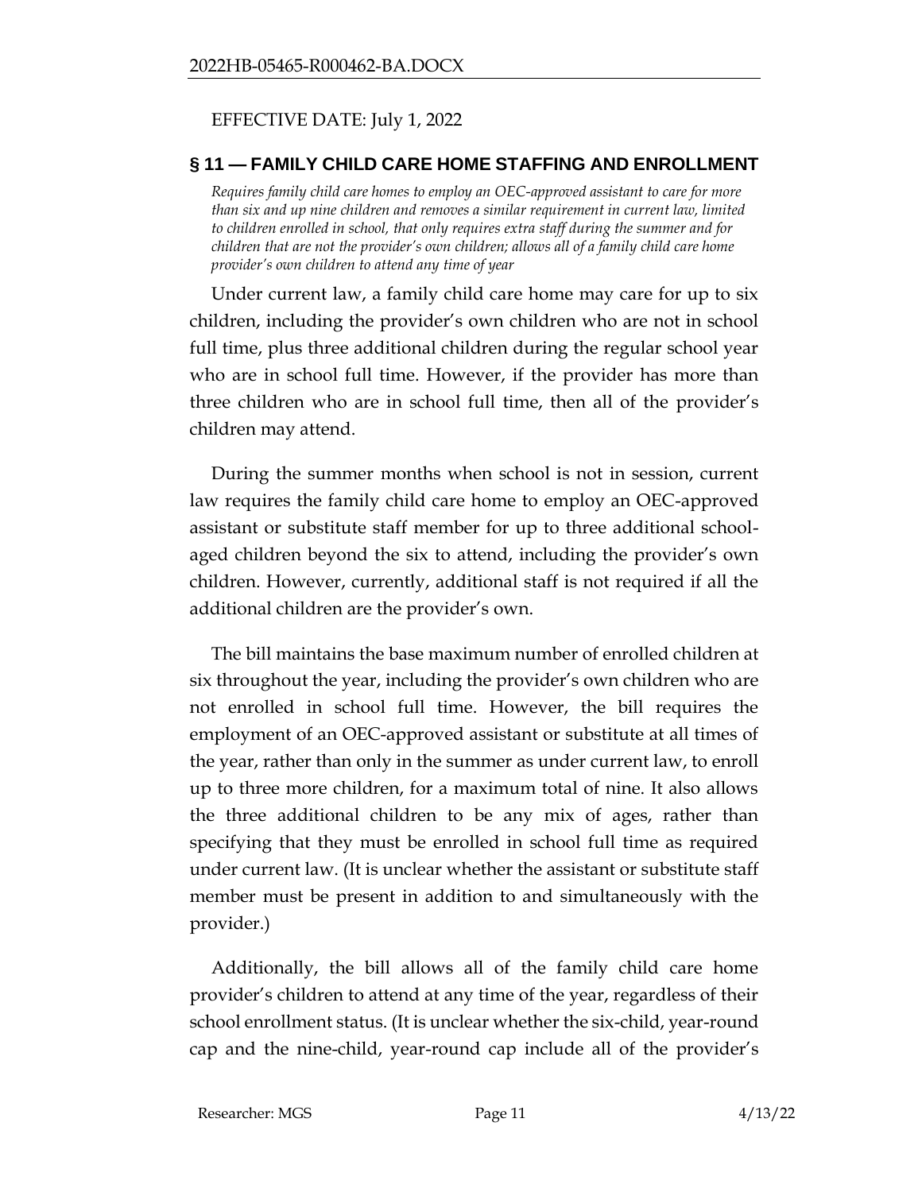EFFECTIVE DATE: July 1, 2022

## § 11 — FAMILY CHILD CARE HOME STAFFING AND ENROLLMENT

*Requires family child care homes to employ an OEC-approved assistant to care for more than six and up nine children and removes a similar requirement in current law, limited to children enrolled in school, that only requires extra staff during the summer and for children that are not the provider's own children; allows all of a family child care home provider's own children to attend any time of year*

Under current law, a family child care home may care for up to six children, including the provider's own children who are not in school full time, plus three additional children during the regular school year who are in school full time. However, if the provider has more than three children who are in school full time, then all of the provider's children may attend.

During the summer months when school is not in session, current law requires the family child care home to employ an OEC-approved assistant or substitute staff member for up to three additional school-aged children beyond the six to attend, including the provider's own children. However, currently, additional staff is not required if all the additional children are the provider's own.

The bill maintains the base maximum number of enrolled children at six throughout the year, including the provider's own children who are not enrolled in school full time. However, the bill requires the employment of an OEC-approved assistant or substitute at all times of the year, rather than only in the summer as under current law, to enroll up to three more children, for a maximum total of nine. It also allows the three additional children to be any mix of ages, rather than specifying that they must be enrolled in school full time as required under current law. (It is unclear whether the assistant or substitute staff member must be present in addition to and simultaneously with the provider.)

Additionally, the bill allows all of the family child care home provider's children to attend at any time of the year, regardless of their school enrollment status. (It is unclear whether the six-child, year-round cap and the nine-child, year-round cap include all of the provider's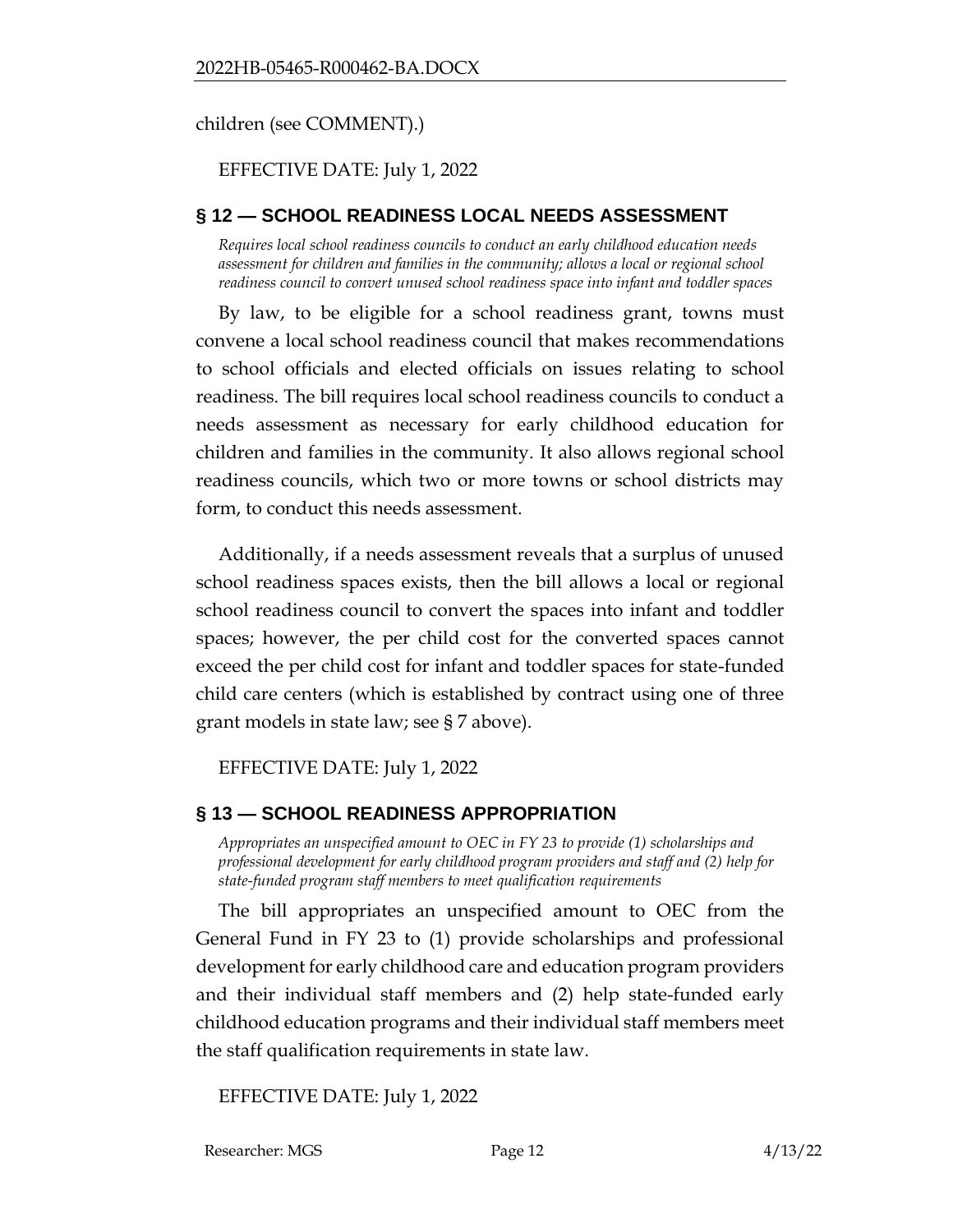children (see COMMENT).)

EFFECTIVE DATE: July 1, 2022

## § 12 — SCHOOL READINESS LOCAL NEEDS ASSESSMENT

*Requires local school readiness councils to conduct an early childhood education needs assessment for children and families in the community; allows a local or regional school readiness council to convert unused school readiness space into infant and toddler spaces*

By law, to be eligible for a school readiness grant, towns must convene a local school readiness council that makes recommendations to school officials and elected officials on issues relating to school readiness. The bill requires local school readiness councils to conduct a needs assessment as necessary for early childhood education for children and families in the community. It also allows regional school readiness councils, which two or more towns or school districts may form, to conduct this needs assessment.

Additionally, if a needs assessment reveals that a surplus of unused school readiness spaces exists, then the bill allows a local or regional school readiness council to convert the spaces into infant and toddler spaces; however, the per child cost for the converted spaces cannot exceed the per child cost for infant and toddler spaces for state-funded child care centers (which is established by contract using one of three grant models in state law; see § 7 above).

EFFECTIVE DATE: July 1, 2022

## § 13 — SCHOOL READINESS APPROPRIATION

*Appropriates an unspecified amount to OEC in FY 23 to provide (1) scholarships and professional development for early childhood program providers and staff and (2) help for state-funded program staff members to meet qualification requirements*

The bill appropriates an unspecified amount to OEC from the General Fund in FY 23 to (1) provide scholarships and professional development for early childhood care and education program providers and their individual staff members and (2) help state-funded early childhood education programs and their individual staff members meet the staff qualification requirements in state law.

EFFECTIVE DATE: July 1, 2022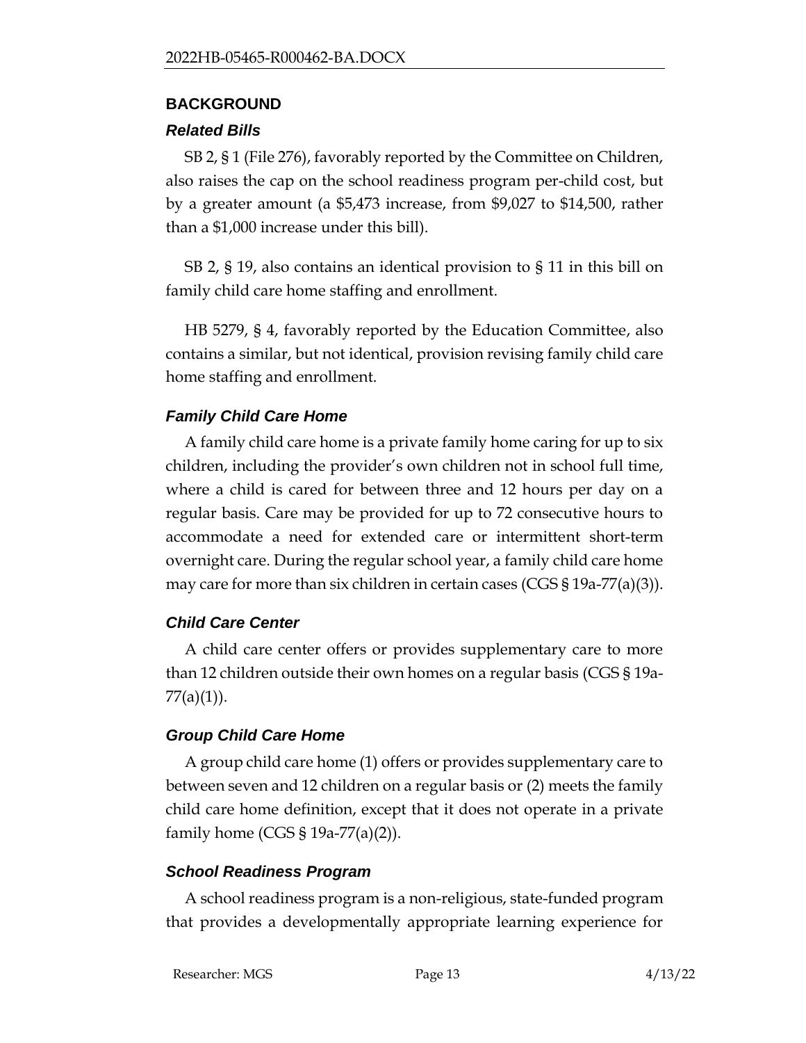## BACKGROUND

### *Related Bills*

SB 2, § 1 (File 276), favorably reported by the Committee on Children, also raises the cap on the school readiness program per-child cost, but by a greater amount (a $5,473 increase, from $9,027 to $14,500, rather than a $1,000 increase under this bill).

SB 2, § 19, also contains an identical provision to § 11 in this bill on family child care home staffing and enrollment.

HB 5279, § 4, favorably reported by the Education Committee, also contains a similar, but not identical, provision revising family child care home staffing and enrollment.

### *Family Child Care Home*

A family child care home is a private family home caring for up to six children, including the provider's own children not in school full time, where a child is cared for between three and 12 hours per day on a regular basis. Care may be provided for up to 72 consecutive hours to accommodate a need for extended care or intermittent short-term overnight care. During the regular school year, a family child care home may care for more than six children in certain cases (CGS § 19a-77(a)(3)).

### *Child Care Center*

A child care center offers or provides supplementary care to more than 12 children outside their own homes on a regular basis (CGS § 19a-77(a)(1)).

### *Group Child Care Home*

A group child care home (1) offers or provides supplementary care to between seven and 12 children on a regular basis or (2) meets the family child care home definition, except that it does not operate in a private family home (CGS § 19a-77(a)(2)).

### *School Readiness Program*

A school readiness program is a non-religious, state-funded program that provides a developmentally appropriate learning experience for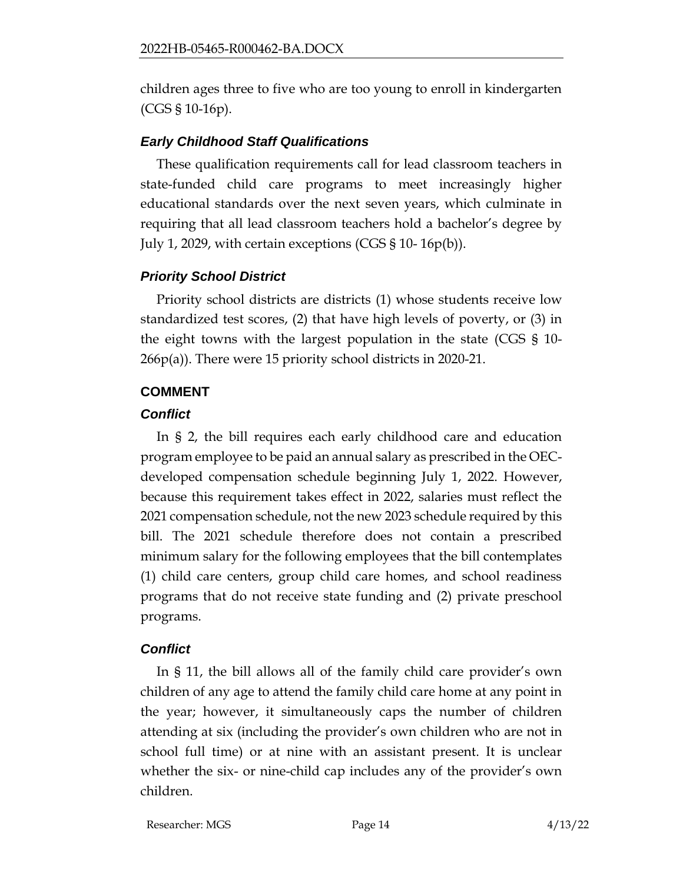children ages three to five who are too young to enroll in kindergarten (CGS § 10-16p).

### *Early Childhood Staff Qualifications*

These qualification requirements call for lead classroom teachers in state-funded child care programs to meet increasingly higher educational standards over the next seven years, which culminate in requiring that all lead classroom teachers hold a bachelor's degree by July 1, 2029, with certain exceptions (CGS § 10- 16p(b)).

### *Priority School District*

Priority school districts are districts (1) whose students receive low standardized test scores, (2) that have high levels of poverty, or (3) in the eight towns with the largest population in the state (CGS § 10-266p(a)). There were 15 priority school districts in 2020-21.

## COMMENT

### *Conflict*

In § 2, the bill requires each early childhood care and education program employee to be paid an annual salary as prescribed in the OEC-developed compensation schedule beginning July 1, 2022. However, because this requirement takes effect in 2022, salaries must reflect the 2021 compensation schedule, not the new 2023 schedule required by this bill. The 2021 schedule therefore does not contain a prescribed minimum salary for the following employees that the bill contemplates (1) child care centers, group child care homes, and school readiness programs that do not receive state funding and (2) private preschool programs.

### *Conflict*

In § 11, the bill allows all of the family child care provider's own children of any age to attend the family child care home at any point in the year; however, it simultaneously caps the number of children attending at six (including the provider's own children who are not in school full time) or at nine with an assistant present. It is unclear whether the six- or nine-child cap includes any of the provider's own children.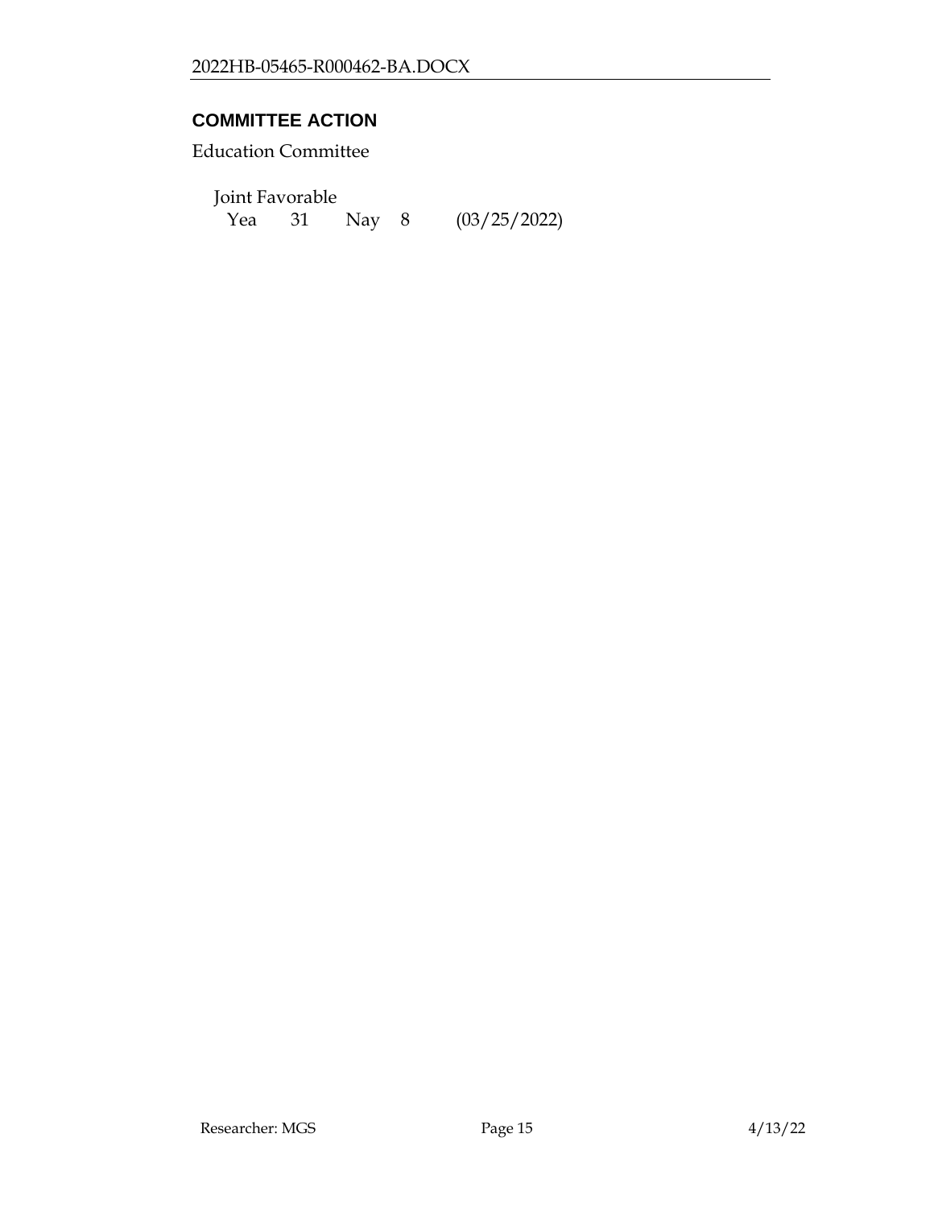## COMMITTEE ACTION

Education Committee

Joint Favorable
Yea 31 Nay 8 (03/25/2022)